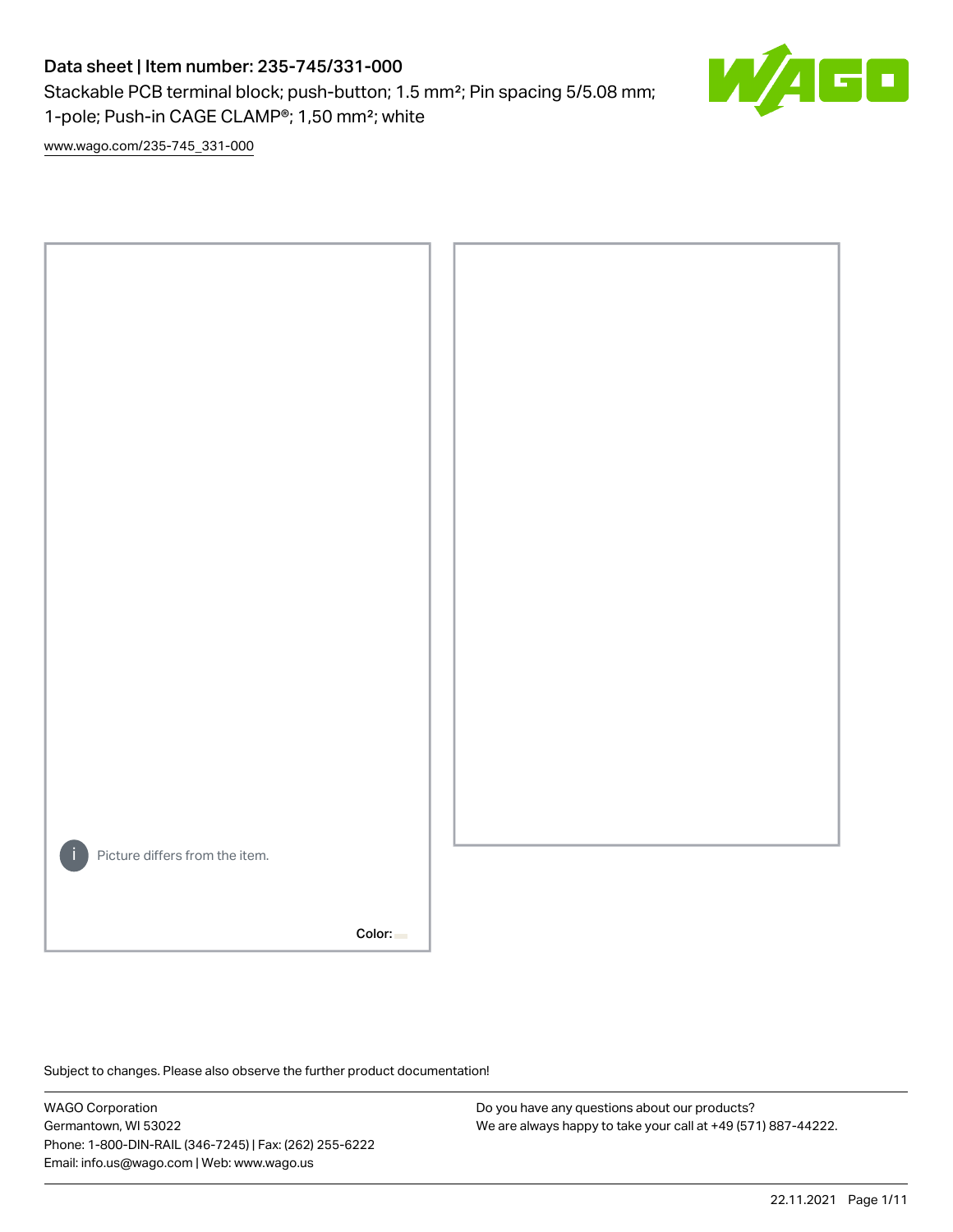# Data sheet | Item number: 235-745/331-000

Stackable PCB terminal block; push-button; 1.5 mm²; Pin spacing 5/5.08 mm; 1-pole; Push-in CAGE CLAMP®; 1,50 mm²; white

www.wago.com/235-745_331-000

Picture differs from the item.

Color:

Subject to changes. Please also observe the further product documentation!

WAGO Corporation
Germantown, WI 53022
Phone: 1-800-DIN-RAIL (346-7245) | Fax: (262) 255-6222
Email: info.us@wago.com | Web: www.wago.us

Do you have any questions about our products?
We are always happy to take your call at +49 (571) 887-44222.

22.11.2021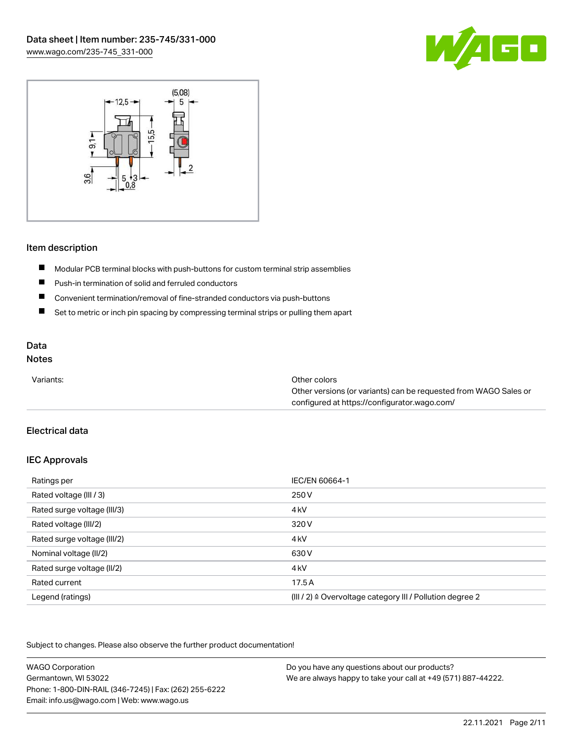## Item description

- Modular PCB terminal blocks with push-buttons for custom terminal strip assemblies
- Push-in termination of solid and ferruled conductors
- Convenient termination/removal of fine-stranded conductors via push-buttons
- Set to metric or inch pin spacing by compressing terminal strips or pulling them apart

## Data

### Notes

| | |
|---|---|
| Variants: | Other colors<br>Other versions (or variants) can be requested from WAGO Sales or configured at https://configurator.wago.com/ |

### Electrical data

#### IEC Approvals

| | |
|---|---|
| Ratings per | IEC/EN 60664-1 |
| Rated voltage (III / 3) | 250 V |
| Rated surge voltage (III/3) | 4 kV |
| Rated voltage (III/2) | 320 V |
| Rated surge voltage (III/2) | 4 kV |
| Nominal voltage (II/2) | 630 V |
| Rated surge voltage (II/2) | 4 kV |
| Rated current | 17.5 A |
| Legend (ratings) | (III / 2) ≙ Overvoltage category III / Pollution degree 2 |

Subject to changes. Please also observe the further product documentation!

WAGO Corporation
Germantown, WI 53022
Phone: 1-800-DIN-RAIL (346-7245) | Fax: (262) 255-6222
Email: info.us@wago.com | Web: www.wago.us

Do you have any questions about our products?
We are always happy to take your call at +49 (571) 887-44222.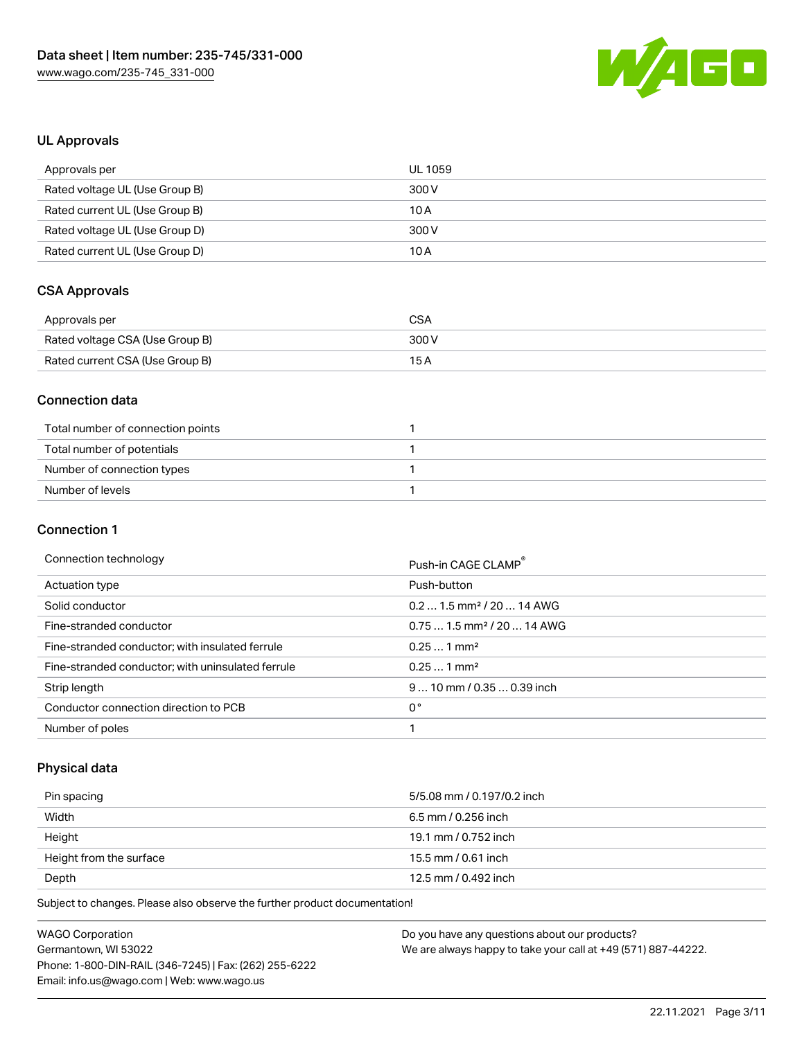## UL Approvals

| Approvals per | UL 1059 |
|---|---|
| Rated voltage UL (Use Group B) | 300 V |
| Rated current UL (Use Group B) | 10 A |
| Rated voltage UL (Use Group D) | 300 V |
| Rated current UL (Use Group D) | 10 A |

## CSA Approvals

| Approvals per | CSA |
|---|---|
| Rated voltage CSA (Use Group B) | 300 V |
| Rated current CSA (Use Group B) | 15 A |

## Connection data

| Total number of connection points | 1 |
|---|---|
| Total number of potentials | 1 |
| Number of connection types | 1 |
| Number of levels | 1 |

## Connection 1

| Connection technology | Push-in CAGE CLAMP® |
|---|---|
| Actuation type | Push-button |
| Solid conductor | 0.2 … 1.5 mm² / 20 … 14 AWG |
| Fine-stranded conductor | 0.75 … 1.5 mm² / 20 … 14 AWG |
| Fine-stranded conductor; with insulated ferrule | 0.25 … 1 mm² |
| Fine-stranded conductor; with uninsulated ferrule | 0.25 … 1 mm² |
| Strip length | 9 … 10 mm / 0.35 … 0.39 inch |
| Conductor connection direction to PCB | 0 ° |
| Number of poles | 1 |

## Physical data

| Pin spacing | 5/5.08 mm / 0.197/0.2 inch |
|---|---|
| Width | 6.5 mm / 0.256 inch |
| Height | 19.1 mm / 0.752 inch |
| Height from the surface | 15.5 mm / 0.61 inch |
| Depth | 12.5 mm / 0.492 inch |

Subject to changes. Please also observe the further product documentation!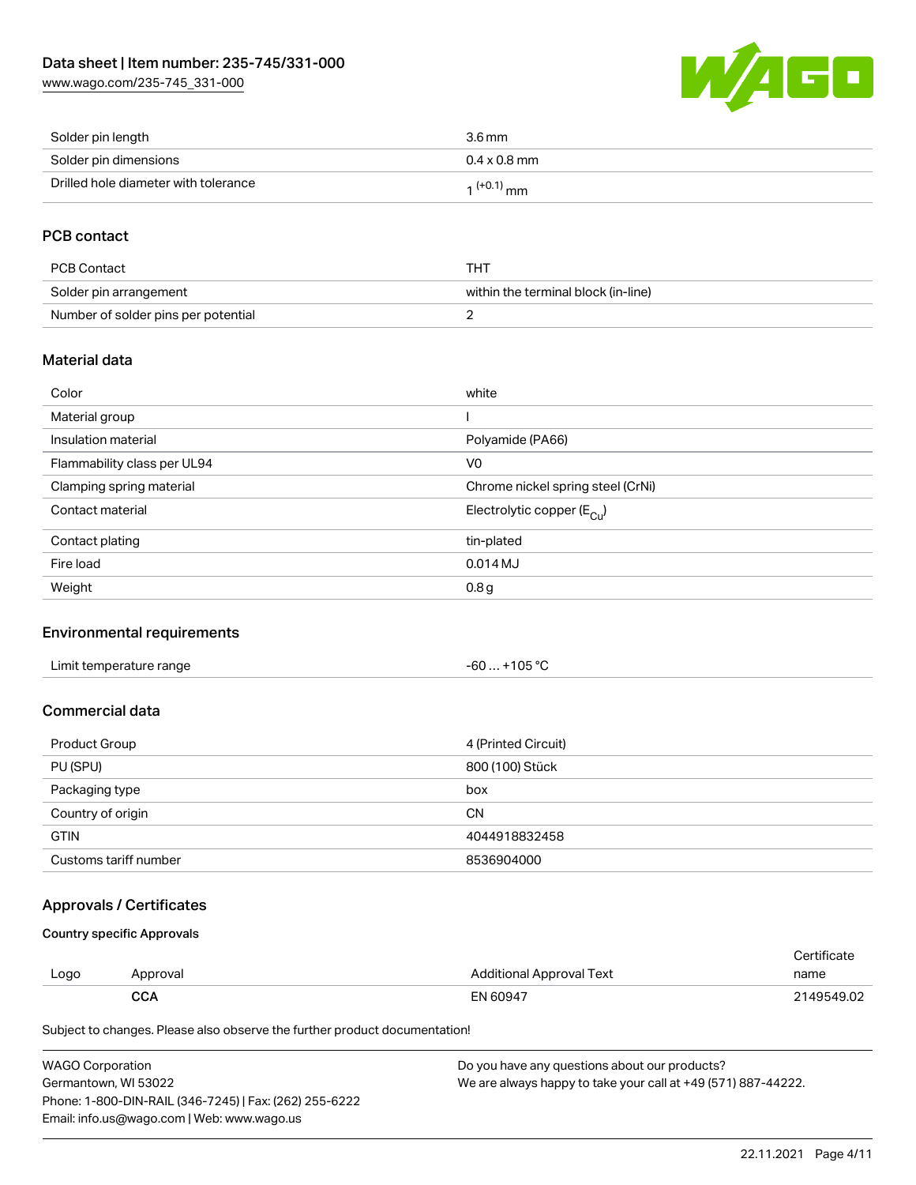| Solder pin length | 3.6 mm |
| --- | --- |
| Solder pin dimensions | 0.4 x 0.8 mm |
| Drilled hole diameter with tolerance | $1^{(+0.1)}$ mm |

## PCB contact

| PCB Contact | THT |
| --- | --- |
| Solder pin arrangement | within the terminal block (in-line) |
| Number of solder pins per potential | 2 |

## Material data

| Color | white |
| --- | --- |
| Material group | I |
| Insulation material | Polyamide (PA66) |
| Flammability class per UL94 | V0 |
| Clamping spring material | Chrome nickel spring steel (CrNi) |
| Contact material | Electrolytic copper ($E_{Cu}$) |
| Contact plating | tin-plated |
| Fire load | 0.014 MJ |
| Weight | 0.8 g |

## Environmental requirements

| Limit temperature range | -60 … +105 °C |
| --- | --- |

## Commercial data

| Product Group | 4 (Printed Circuit) |
| --- | --- |
| PU (SPU) | 800 (100) Stück |
| Packaging type | box |
| Country of origin | CN |
| GTIN | 4044918832458 |
| Customs tariff number | 8536904000 |

## Approvals / Certificates

### Country specific Approvals

| Logo | Approval | Additional Approval Text | Certificate name |
| --- | --- | --- | --- |
| | **CCA** | EN 60947 | 2149549.02 |

Subject to changes. Please also observe the further product documentation!

WAGO Corporation
Germantown, WI 53022
Phone: 1-800-DIN-RAIL (346-7245) | Fax: (262) 255-6222
Email: info.us@wago.com | Web: www.wago.us

Do you have any questions about our products?
We are always happy to take your call at +49 (571) 887-44222.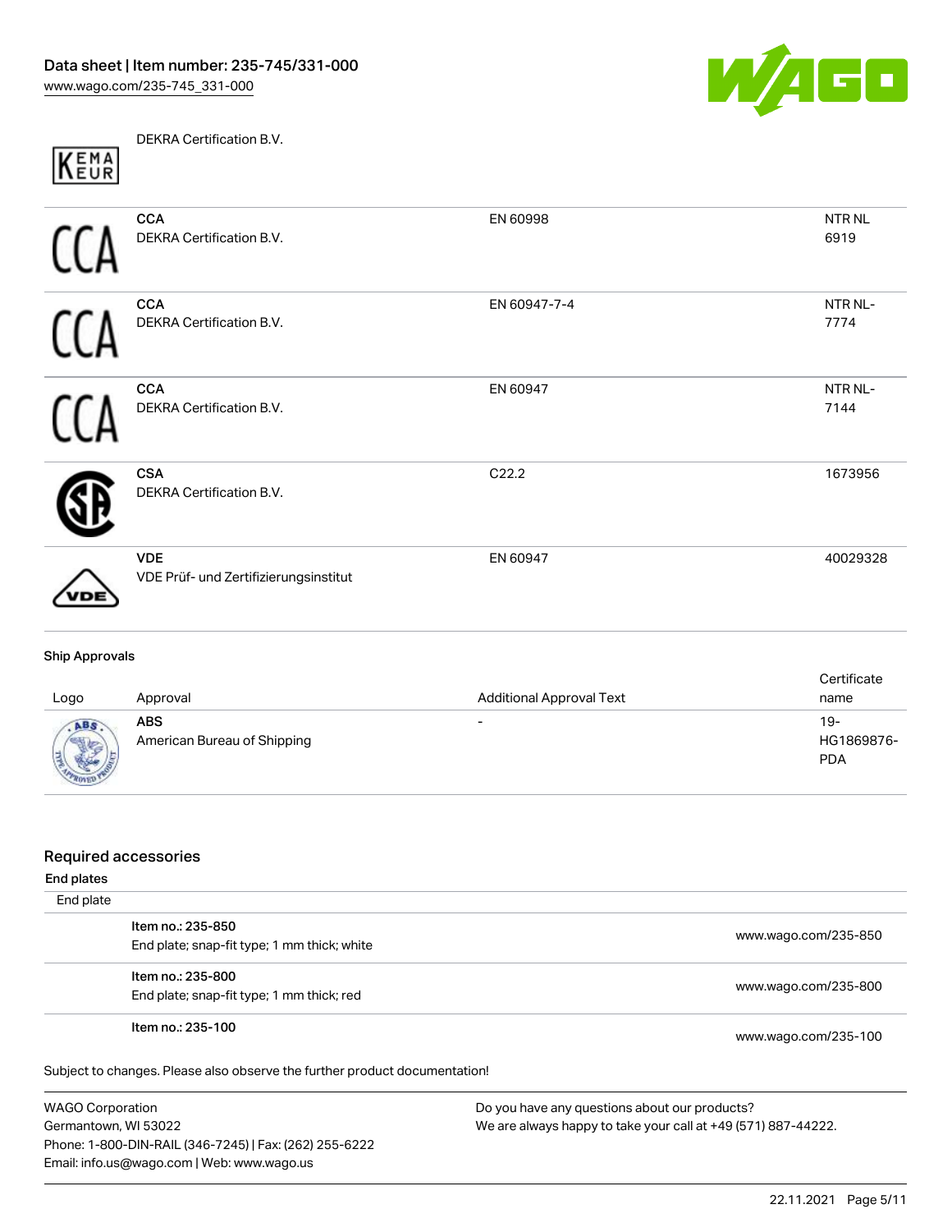| Logo | Approval | Additional Approval Text | Certificate name |
|---|---|---|---|
| KEMA EUR | DEKRA Certification B.V. | | |
| CCA | **CCA**<br>DEKRA Certification B.V. | EN 60998 | NTR NL 6919 |
| CCA | **CCA**<br>DEKRA Certification B.V. | EN 60947-7-4 | NTR NL-7774 |
| CCA | **CCA**<br>DEKRA Certification B.V. | EN 60947 | NTR NL-7144 |
| CSA | **CSA**<br>DEKRA Certification B.V. | C22.2 | 1673956 |
| VDE | **VDE**<br>VDE Prüf- und Zertifizierungsinstitut | EN 60947 | 40029328 |

**Ship Approvals**

| Logo | Approval | Additional Approval Text | Certificate name |
|---|---|---|---|
| ABS | **ABS**<br>American Bureau of Shipping | - | 19-HG1869876-PDA |

## Required accessories

**End plates**

End plate

| | |
|---|---|
| Item no.: 235-850<br>End plate; snap-fit type; 1 mm thick; white | www.wago.com/235-850 |
| Item no.: 235-800<br>End plate; snap-fit type; 1 mm thick; red | www.wago.com/235-800 |
| Item no.: 235-100 | www.wago.com/235-100 |

Subject to changes. Please also observe the further product documentation!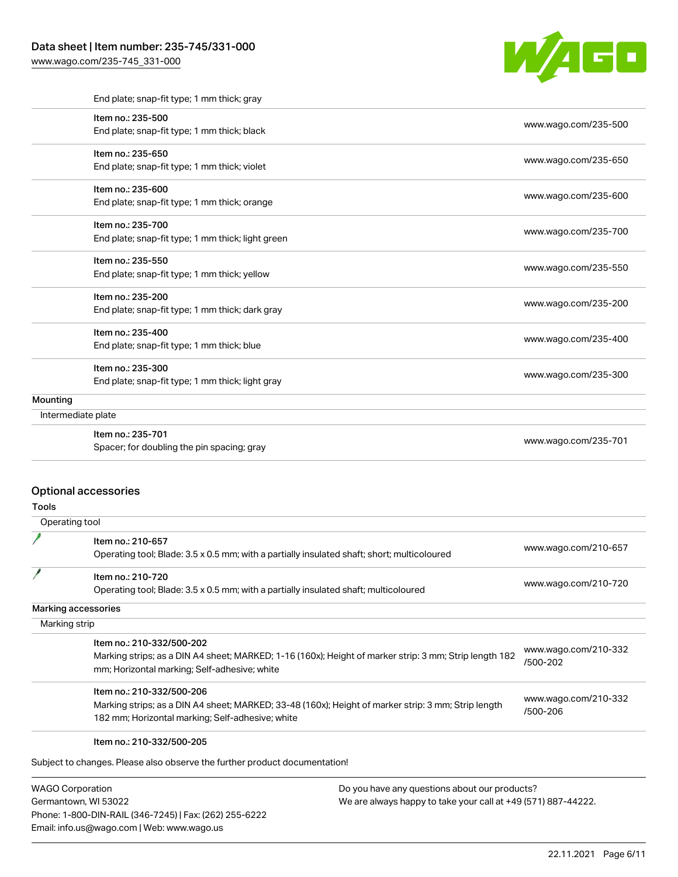| | |
|---|---|
| End plate; snap-fit type; 1 mm thick; gray | |
| Item no.: 235-500<br>End plate; snap-fit type; 1 mm thick; black | www.wago.com/235-500 |
| Item no.: 235-650<br>End plate; snap-fit type; 1 mm thick; violet | www.wago.com/235-650 |
| Item no.: 235-600<br>End plate; snap-fit type; 1 mm thick; orange | www.wago.com/235-600 |
| Item no.: 235-700<br>End plate; snap-fit type; 1 mm thick; light green | www.wago.com/235-700 |
| Item no.: 235-550<br>End plate; snap-fit type; 1 mm thick; yellow | www.wago.com/235-550 |
| Item no.: 235-200<br>End plate; snap-fit type; 1 mm thick; dark gray | www.wago.com/235-200 |
| Item no.: 235-400<br>End plate; snap-fit type; 1 mm thick; blue | www.wago.com/235-400 |
| Item no.: 235-300<br>End plate; snap-fit type; 1 mm thick; light gray | www.wago.com/235-300 |

**Mounting**

Intermediate plate

| | |
|---|---|
| Item no.: 235-701<br>Spacer; for doubling the pin spacing; gray | www.wago.com/235-701 |

## Optional accessories

**Tools**

Operating tool

| | |
|---|---|
| Item no.: 210-657<br>Operating tool; Blade: 3.5 x 0.5 mm; with a partially insulated shaft; short; multicoloured | www.wago.com/210-657 |
| Item no.: 210-720<br>Operating tool; Blade: 3.5 x 0.5 mm; with a partially insulated shaft; multicoloured | www.wago.com/210-720 |

**Marking accessories**

Marking strip

| | |
|---|---|
| Item no.: 210-332/500-202<br>Marking strips; as a DIN A4 sheet; MARKED; 1-16 (160x); Height of marker strip: 3 mm; Strip length 182 mm; Horizontal marking; Self-adhesive; white | www.wago.com/210-332/500-202 |
| Item no.: 210-332/500-206<br>Marking strips; as a DIN A4 sheet; MARKED; 33-48 (160x); Height of marker strip: 3 mm; Strip length 182 mm; Horizontal marking; Self-adhesive; white | www.wago.com/210-332/500-206 |
| Item no.: 210-332/500-205 | |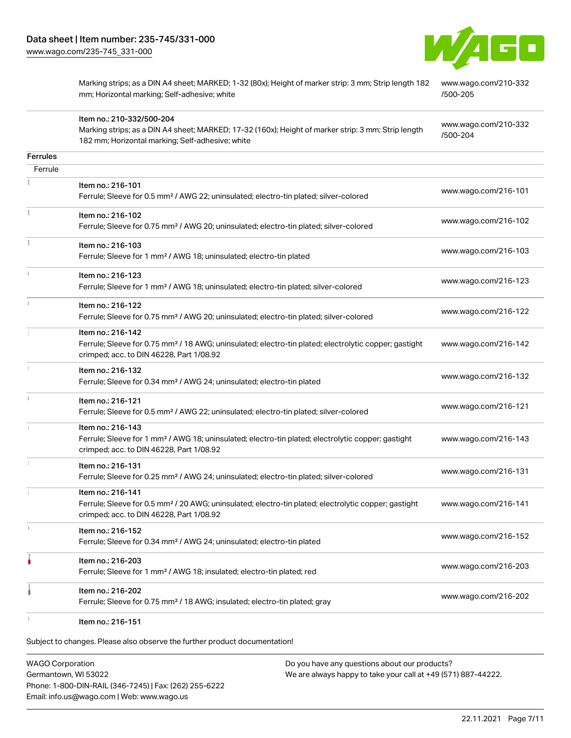| | |
|---|---|
| Marking strips; as a DIN A4 sheet; MARKED; 1-32 (80x); Height of marker strip: 3 mm; Strip length 182 mm; Horizontal marking; Self-adhesive; white | www.wago.com/210-332/500-205 |
| Item no.: 210-332/500-204<br>Marking strips; as a DIN A4 sheet; MARKED; 17-32 (160x); Height of marker strip: 3 mm; Strip length 182 mm; Horizontal marking; Self-adhesive; white | www.wago.com/210-332/500-204 |

**Ferrules**

Ferrule

| | |
|---|---|
| Item no.: 216-101<br>Ferrule; Sleeve for 0.5 mm² / AWG 22; uninsulated; electro-tin plated; silver-colored | www.wago.com/216-101 |
| Item no.: 216-102<br>Ferrule; Sleeve for 0.75 mm² / AWG 20; uninsulated; electro-tin plated; silver-colored | www.wago.com/216-102 |
| Item no.: 216-103<br>Ferrule; Sleeve for 1 mm² / AWG 18; uninsulated; electro-tin plated | www.wago.com/216-103 |
| Item no.: 216-123<br>Ferrule; Sleeve for 1 mm² / AWG 18; uninsulated; electro-tin plated; silver-colored | www.wago.com/216-123 |
| Item no.: 216-122<br>Ferrule; Sleeve for 0.75 mm² / AWG 20; uninsulated; electro-tin plated; silver-colored | www.wago.com/216-122 |
| Item no.: 216-142<br>Ferrule; Sleeve for 0.75 mm² / 18 AWG; uninsulated; electro-tin plated; electrolytic copper; gastight crimped; acc. to DIN 46228, Part 1/08.92 | www.wago.com/216-142 |
| Item no.: 216-132<br>Ferrule; Sleeve for 0.34 mm² / AWG 24; uninsulated; electro-tin plated | www.wago.com/216-132 |
| Item no.: 216-121<br>Ferrule; Sleeve for 0.5 mm² / AWG 22; uninsulated; electro-tin plated; silver-colored | www.wago.com/216-121 |
| Item no.: 216-143<br>Ferrule; Sleeve for 1 mm² / AWG 18; uninsulated; electro-tin plated; electrolytic copper; gastight crimped; acc. to DIN 46228, Part 1/08.92 | www.wago.com/216-143 |
| Item no.: 216-131<br>Ferrule; Sleeve for 0.25 mm² / AWG 24; uninsulated; electro-tin plated; silver-colored | www.wago.com/216-131 |
| Item no.: 216-141<br>Ferrule; Sleeve for 0.5 mm² / 20 AWG; uninsulated; electro-tin plated; electrolytic copper; gastight crimped; acc. to DIN 46228, Part 1/08.92 | www.wago.com/216-141 |
| Item no.: 216-152<br>Ferrule; Sleeve for 0.34 mm² / AWG 24; uninsulated; electro-tin plated | www.wago.com/216-152 |
| Item no.: 216-203<br>Ferrule; Sleeve for 1 mm² / AWG 18; insulated; electro-tin plated; red | www.wago.com/216-203 |
| Item no.: 216-202<br>Ferrule; Sleeve for 0.75 mm² / 18 AWG; insulated; electro-tin plated; gray | www.wago.com/216-202 |
| Item no.: 216-151 | |

Subject to changes. Please also observe the further product documentation!

WAGO Corporation
Germantown, WI 53022
Phone: 1-800-DIN-RAIL (346-7245) | Fax: (262) 255-6222
Email: info.us@wago.com | Web: www.wago.us

Do you have any questions about our products?
We are always happy to take your call at +49 (571) 887-44222.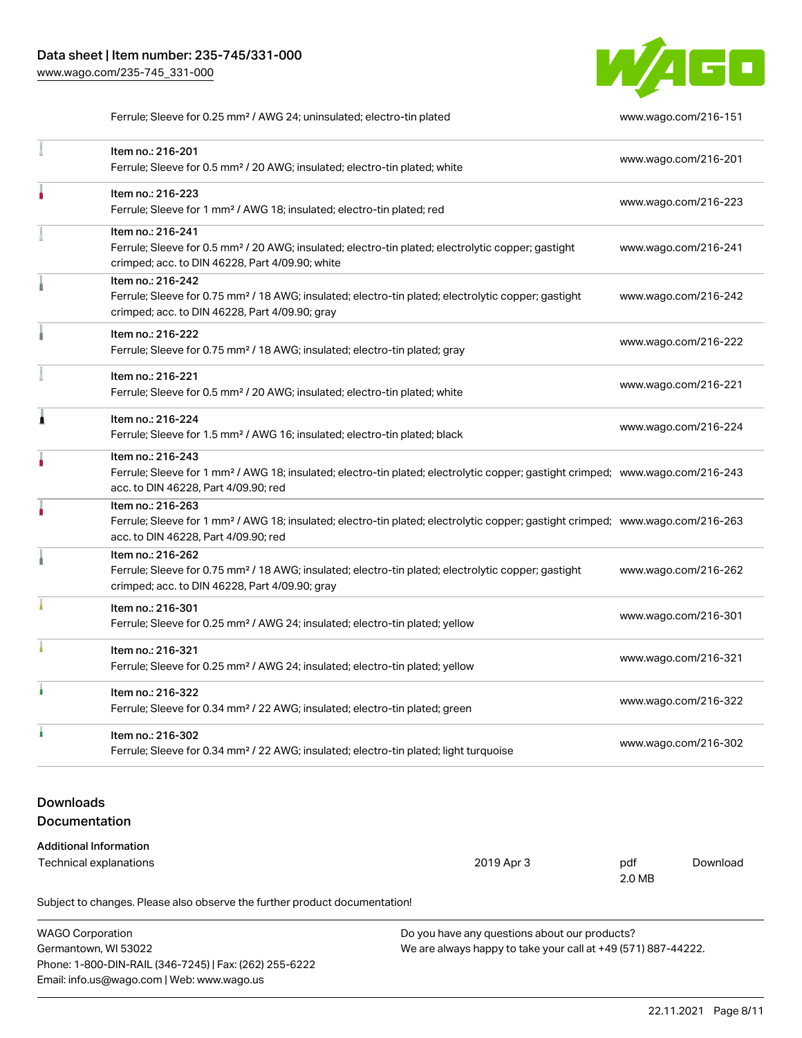| | | |
|---|---|---|
| | Ferrule; Sleeve for 0.25 mm² / AWG 24; uninsulated; electro-tin plated | www.wago.com/216-151 |
| | Item no.: 216-201<br>Ferrule; Sleeve for 0.5 mm² / 20 AWG; insulated; electro-tin plated; white | www.wago.com/216-201 |
| | Item no.: 216-223<br>Ferrule; Sleeve for 1 mm² / AWG 18; insulated; electro-tin plated; red | www.wago.com/216-223 |
| | Item no.: 216-241<br>Ferrule; Sleeve for 0.5 mm² / 20 AWG; insulated; electro-tin plated; electrolytic copper; gastight crimped; acc. to DIN 46228, Part 4/09.90; white | www.wago.com/216-241 |
| | Item no.: 216-242<br>Ferrule; Sleeve for 0.75 mm² / 18 AWG; insulated; electro-tin plated; electrolytic copper; gastight crimped; acc. to DIN 46228, Part 4/09.90; gray | www.wago.com/216-242 |
| | Item no.: 216-222<br>Ferrule; Sleeve for 0.75 mm² / 18 AWG; insulated; electro-tin plated; gray | www.wago.com/216-222 |
| | Item no.: 216-221<br>Ferrule; Sleeve for 0.5 mm² / 20 AWG; insulated; electro-tin plated; white | www.wago.com/216-221 |
| | Item no.: 216-224<br>Ferrule; Sleeve for 1.5 mm² / AWG 16; insulated; electro-tin plated; black | www.wago.com/216-224 |
| | Item no.: 216-243<br>Ferrule; Sleeve for 1 mm² / AWG 18; insulated; electro-tin plated; electrolytic copper; gastight crimped; acc. to DIN 46228, Part 4/09.90; red | www.wago.com/216-243 |
| | Item no.: 216-263<br>Ferrule; Sleeve for 1 mm² / AWG 18; insulated; electro-tin plated; electrolytic copper; gastight crimped; acc. to DIN 46228, Part 4/09.90; red | www.wago.com/216-263 |
| | Item no.: 216-262<br>Ferrule; Sleeve for 0.75 mm² / 18 AWG; insulated; electro-tin plated; electrolytic copper; gastight crimped; acc. to DIN 46228, Part 4/09.90; gray | www.wago.com/216-262 |
| | Item no.: 216-301<br>Ferrule; Sleeve for 0.25 mm² / AWG 24; insulated; electro-tin plated; yellow | www.wago.com/216-301 |
| | Item no.: 216-321<br>Ferrule; Sleeve for 0.25 mm² / AWG 24; insulated; electro-tin plated; yellow | www.wago.com/216-321 |
| | Item no.: 216-322<br>Ferrule; Sleeve for 0.34 mm² / 22 AWG; insulated; electro-tin plated; green | www.wago.com/216-322 |
| | Item no.: 216-302<br>Ferrule; Sleeve for 0.34 mm² / 22 AWG; insulated; electro-tin plated; light turquoise | www.wago.com/216-302 |

## Downloads

## Documentation

### Additional Information

| | | | |
|---|---|---|---|
| Technical explanations | 2019 Apr 3 | pdf<br>2.0 MB | Download |

Subject to changes. Please also observe the further product documentation!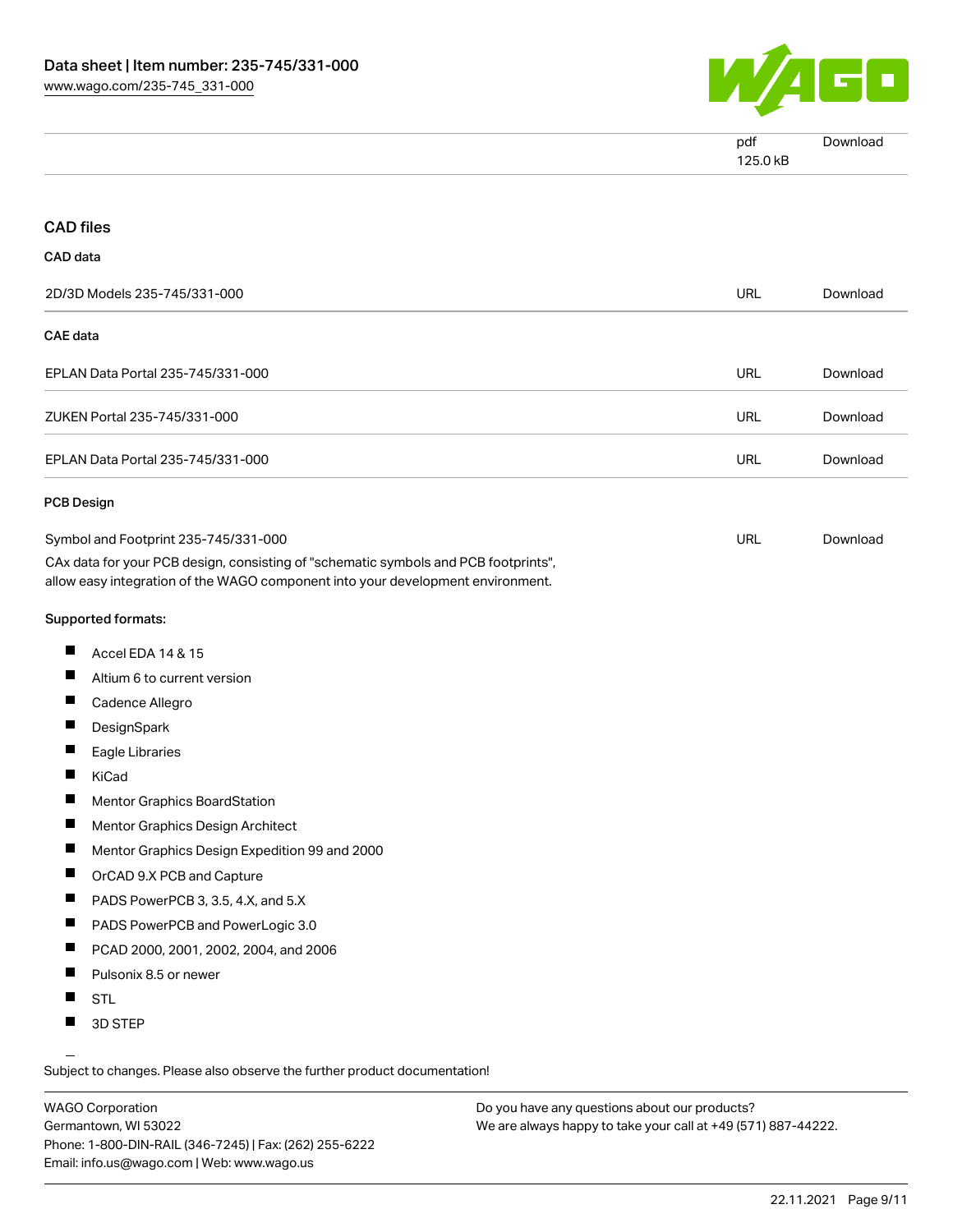| | | |
|---|---|---|
| | pdf<br>125.0 kB | Download |

## CAD files

### CAD data

| | | |
|---|---|---|
| 2D/3D Models 235-745/331-000 | URL | Download |

### CAE data

| | | |
|---|---|---|
| EPLAN Data Portal 235-745/331-000 | URL | Download |
| ZUKEN Portal 235-745/331-000 | URL | Download |
| EPLAN Data Portal 235-745/331-000 | URL | Download |

### PCB Design

| | | |
|---|---|---|
| Symbol and Footprint 235-745/331-000 | URL | Download |

CAx data for your PCB design, consisting of "schematic symbols and PCB footprints", allow easy integration of the WAGO component into your development environment.

Supported formats:

- Accel EDA 14 & 15
- Altium 6 to current version
- Cadence Allegro
- DesignSpark
- Eagle Libraries
- KiCad
- Mentor Graphics BoardStation
- Mentor Graphics Design Architect
- Mentor Graphics Design Expedition 99 and 2000
- OrCAD 9.X PCB and Capture
- PADS PowerPCB 3, 3.5, 4.X, and 5.X
- PADS PowerPCB and PowerLogic 3.0
- PCAD 2000, 2001, 2002, 2004, and 2006
- Pulsonix 8.5 or newer
- STL
- 3D STEP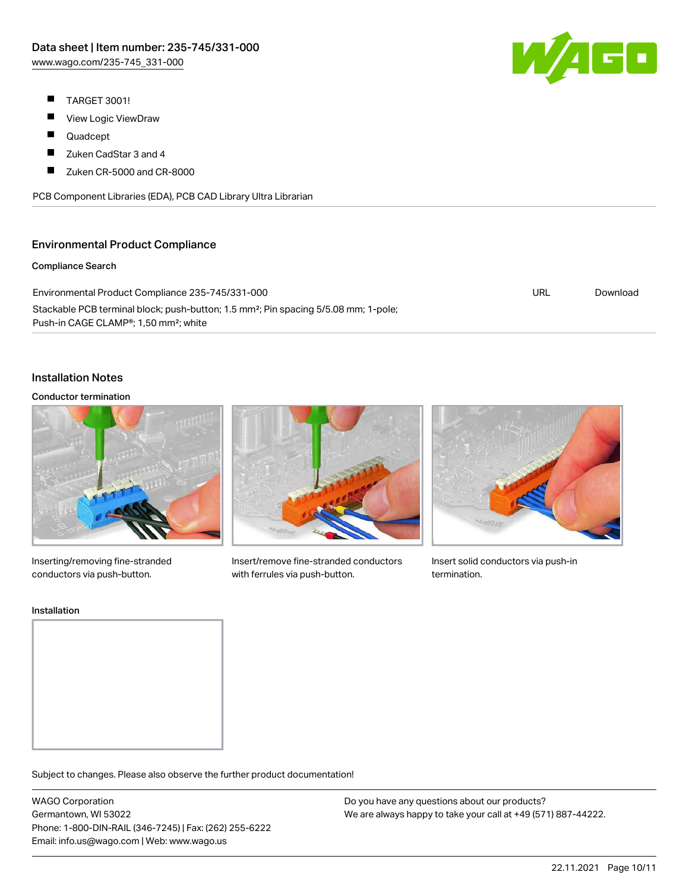- TARGET 3001!
- View Logic ViewDraw
- Quadcept
- Zuken CadStar 3 and 4
- Zuken CR-5000 and CR-8000

PCB Component Libraries (EDA), PCB CAD Library Ultra Librarian

## Environmental Product Compliance

### Compliance Search

| | | |
|---|---|---|
| Environmental Product Compliance 235-745/331-000<br>Stackable PCB terminal block; push-button; 1.5 mm²; Pin spacing 5/5.08 mm; 1-pole; Push-in CAGE CLAMP®; 1,50 mm²; white | URL | Download |

## Installation Notes

### Conductor termination

Inserting/removing fine-stranded conductors via push-button.

Insert/remove fine-stranded conductors with ferrules via push-button.

Insert solid conductors via push-in termination.

### Installation

Subject to changes. Please also observe the further product documentation!

WAGO Corporation
Germantown, WI 53022
Phone: 1-800-DIN-RAIL (346-7245) | Fax: (262) 255-6222
Email: info.us@wago.com | Web: www.wago.us

Do you have any questions about our products?
We are always happy to take your call at +49 (571) 887-44222.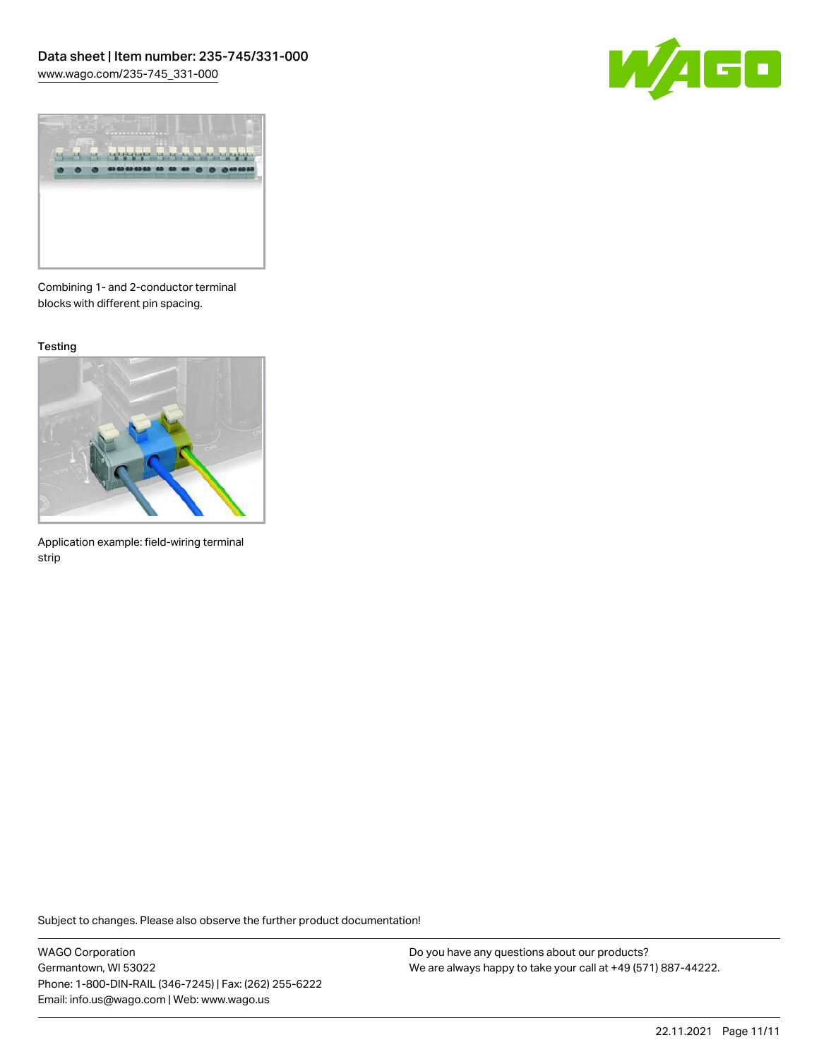Combining 1- and 2-conductor terminal blocks with different pin spacing.

### Testing

Application example: field-wiring terminal strip

Subject to changes. Please also observe the further product documentation!

WAGO Corporation
Germantown, WI 53022
Phone: 1-800-DIN-RAIL (346-7245) | Fax: (262) 255-6222
Email: info.us@wago.com | Web: www.wago.us

Do you have any questions about our products?
We are always happy to take your call at +49 (571) 887-44222.